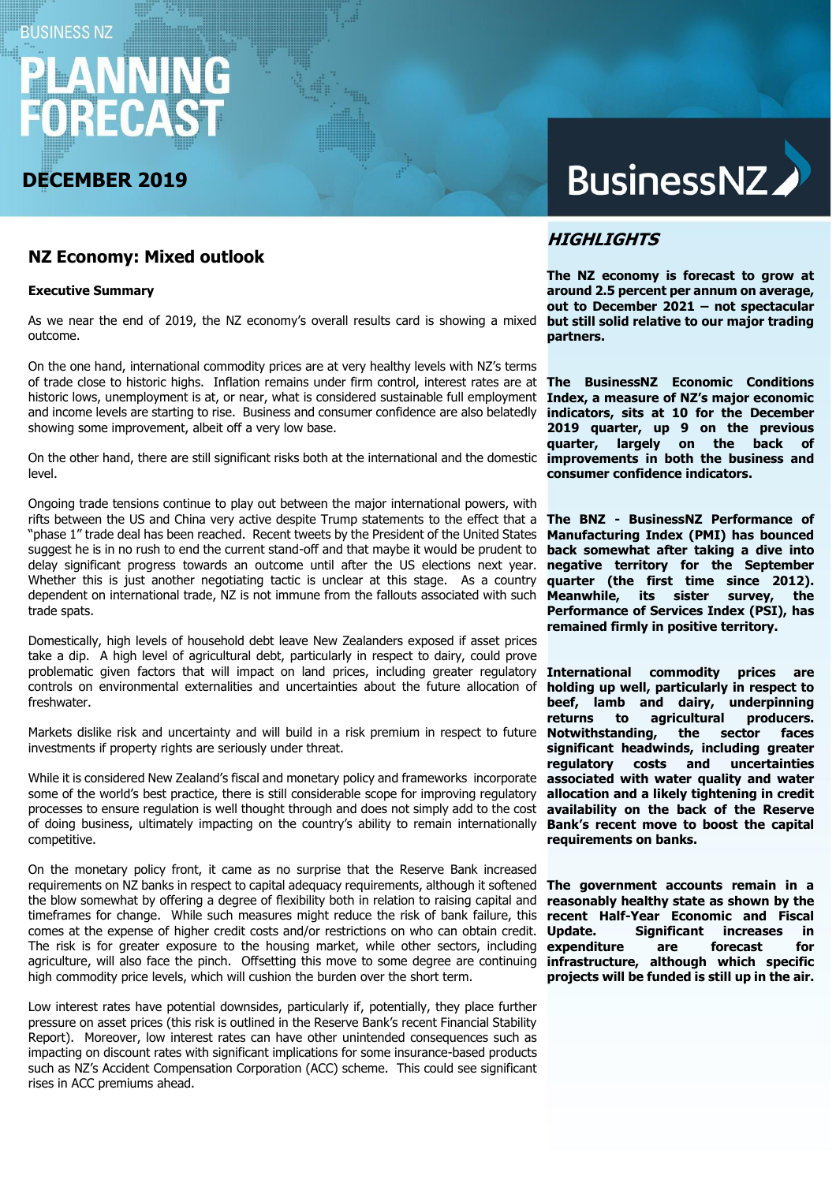BUSINESS NZ

# PLANNING FORECAST

## DECEMBER 2019

BusinessNZ

## NZ Economy: Mixed outlook

**Executive Summary**

As we near the end of 2019, the NZ economy's overall results card is showing a mixed outcome.

On the one hand, international commodity prices are at very healthy levels with NZ's terms of trade close to historic highs. Inflation remains under firm control, interest rates are at historic lows, unemployment is at, or near, what is considered sustainable full employment and income levels are starting to rise. Business and consumer confidence are also belatedly showing some improvement, albeit off a very low base.

On the other hand, there are still significant risks both at the international and the domestic level.

Ongoing trade tensions continue to play out between the major international powers, with rifts between the US and China very active despite Trump statements to the effect that a "phase 1" trade deal has been reached. Recent tweets by the President of the United States suggest he is in no rush to end the current stand-off and that maybe it would be prudent to delay significant progress towards an outcome until after the US elections next year. Whether this is just another negotiating tactic is unclear at this stage. As a country dependent on international trade, NZ is not immune from the fallouts associated with such trade spats.

Domestically, high levels of household debt leave New Zealanders exposed if asset prices take a dip. A high level of agricultural debt, particularly in respect to dairy, could prove problematic given factors that will impact on land prices, including greater regulatory controls on environmental externalities and uncertainties about the future allocation of freshwater.

Markets dislike risk and uncertainty and will build in a risk premium in respect to future investments if property rights are seriously under threat.

While it is considered New Zealand's fiscal and monetary policy and frameworks incorporate some of the world's best practice, there is still considerable scope for improving regulatory processes to ensure regulation is well thought through and does not simply add to the cost of doing business, ultimately impacting on the country's ability to remain internationally competitive.

On the monetary policy front, it came as no surprise that the Reserve Bank increased requirements on NZ banks in respect to capital adequacy requirements, although it softened the blow somewhat by offering a degree of flexibility both in relation to raising capital and timeframes for change. While such measures might reduce the risk of bank failure, this comes at the expense of higher credit costs and/or restrictions on who can obtain credit. The risk is for greater exposure to the housing market, while other sectors, including agriculture, will also face the pinch. Offsetting this move to some degree are continuing high commodity price levels, which will cushion the burden over the short term.

Low interest rates have potential downsides, particularly if, potentially, they place further pressure on asset prices (this risk is outlined in the Reserve Bank's recent Financial Stability Report). Moreover, low interest rates can have other unintended consequences such as impacting on discount rates with significant implications for some insurance-based products such as NZ's Accident Compensation Corporation (ACC) scheme. This could see significant rises in ACC premiums ahead.

## *HIGHLIGHTS*

**The NZ economy is forecast to grow at around 2.5 percent per annum on average, out to December 2021 – not spectacular but still solid relative to our major trading partners.**

**The BusinessNZ Economic Conditions Index, a measure of NZ's major economic indicators, sits at 10 for the December 2019 quarter, up 9 on the previous quarter, largely on the back of improvements in both the business and consumer confidence indicators.**

**The BNZ - BusinessNZ Performance of Manufacturing Index (PMI) has bounced back somewhat after taking a dive into negative territory for the September quarter (the first time since 2012). Meanwhile, its sister survey, the Performance of Services Index (PSI), has remained firmly in positive territory.**

**International commodity prices are holding up well, particularly in respect to beef, lamb and dairy, underpinning returns to agricultural producers. Notwithstanding, the sector faces significant headwinds, including greater regulatory costs and uncertainties associated with water quality and water allocation and a likely tightening in credit availability on the back of the Reserve Bank's recent move to boost the capital requirements on banks.**

**The government accounts remain in a reasonably healthy state as shown by the recent Half-Year Economic and Fiscal Update. Significant increases in expenditure are forecast for infrastructure, although which specific projects will be funded is still up in the air.**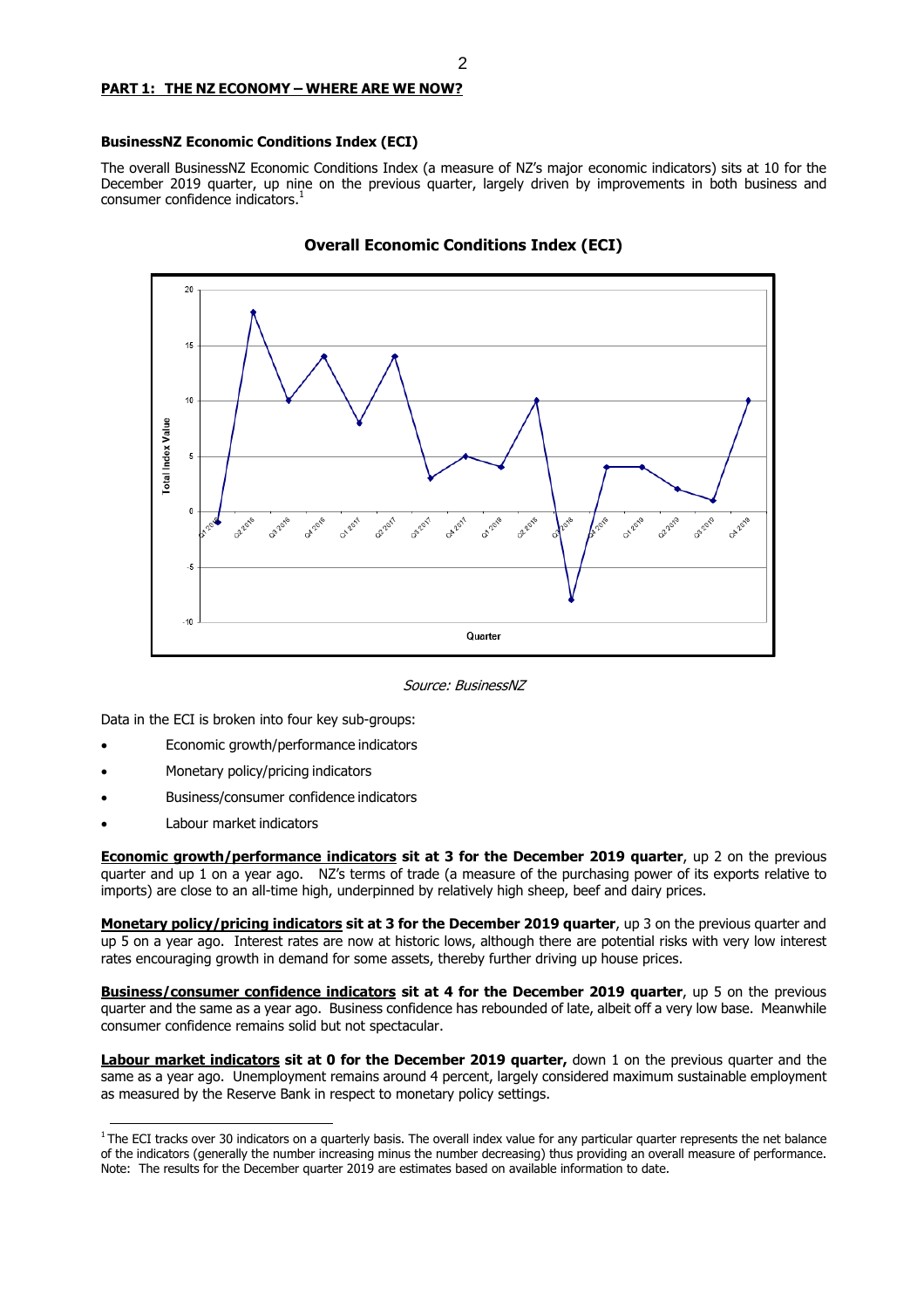**PART 1: THE NZ ECONOMY – WHERE ARE WE NOW?**

### BusinessNZ Economic Conditions Index (ECI)

The overall BusinessNZ Economic Conditions Index (a measure of NZ's major economic indicators) sits at 10 for the December 2019 quarter, up nine on the previous quarter, largely driven by improvements in both business and consumer confidence indicators.[1]

**Overall Economic Conditions Index (ECI)**

*Source: BusinessNZ*

Data in the ECI is broken into four key sub-groups:

- Economic growth/performance indicators
- Monetary policy/pricing indicators
- Business/consumer confidence indicators
- Labour market indicators

**Economic growth/performance indicators sit at 3 for the December 2019 quarter**, up 2 on the previous quarter and up 1 on a year ago. NZ's terms of trade (a measure of the purchasing power of its exports relative to imports) are close to an all-time high, underpinned by relatively high sheep, beef and dairy prices.

**Monetary policy/pricing indicators sit at 3 for the December 2019 quarter**, up 3 on the previous quarter and up 5 on a year ago. Interest rates are now at historic lows, although there are potential risks with very low interest rates encouraging growth in demand for some assets, thereby further driving up house prices.

**Business/consumer confidence indicators sit at 4 for the December 2019 quarter**, up 5 on the previous quarter and the same as a year ago. Business confidence has rebounded of late, albeit off a very low base. Meanwhile consumer confidence remains solid but not spectacular.

**Labour market indicators sit at 0 for the December 2019 quarter,** down 1 on the previous quarter and the same as a year ago. Unemployment remains around 4 percent, largely considered maximum sustainable employment as measured by the Reserve Bank in respect to monetary policy settings.

[1] The ECI tracks over 30 indicators on a quarterly basis. The overall index value for any particular quarter represents the net balance of the indicators (generally the number increasing minus the number decreasing) thus providing an overall measure of performance. Note: The results for the December quarter 2019 are estimates based on available information to date.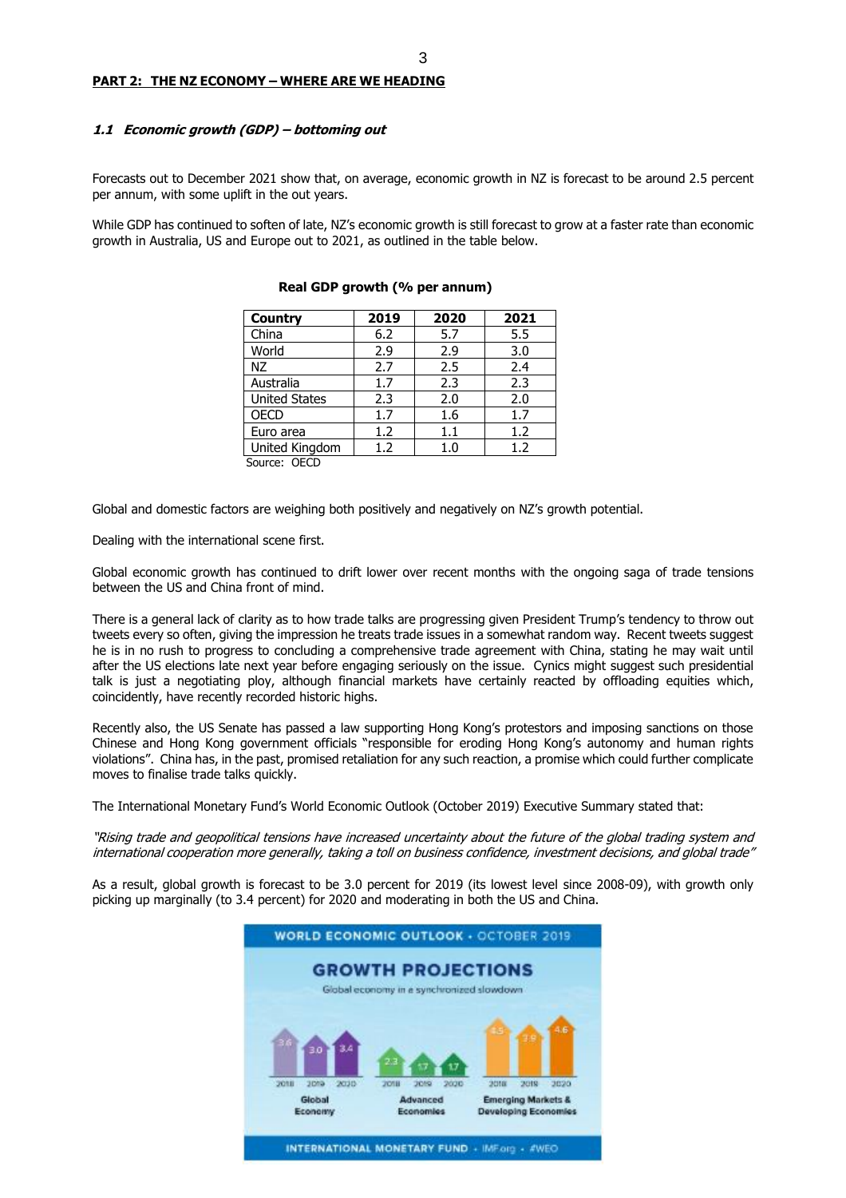## PART 2: THE NZ ECONOMY – WHERE ARE WE HEADING

### *1.1 Economic growth (GDP) – bottoming out*

Forecasts out to December 2021 show that, on average, economic growth in NZ is forecast to be around 2.5 percent per annum, with some uplift in the out years.

While GDP has continued to soften of late, NZ's economic growth is still forecast to grow at a faster rate than economic growth in Australia, US and Europe out to 2021, as outlined in the table below.

**Real GDP growth (% per annum)**

| Country | 2019 | 2020 | 2021 |
|---|---|---|---|
| China | 6.2 | 5.7 | 5.5 |
| World | 2.9 | 2.9 | 3.0 |
| NZ | 2.7 | 2.5 | 2.4 |
| Australia | 1.7 | 2.3 | 2.3 |
| United States | 2.3 | 2.0 | 2.0 |
| OECD | 1.7 | 1.6 | 1.7 |
| Euro area | 1.2 | 1.1 | 1.2 |
| United Kingdom | 1.2 | 1.0 | 1.2 |

Source: OECD

Global and domestic factors are weighing both positively and negatively on NZ's growth potential.

Dealing with the international scene first.

Global economic growth has continued to drift lower over recent months with the ongoing saga of trade tensions between the US and China front of mind.

There is a general lack of clarity as to how trade talks are progressing given President Trump's tendency to throw out tweets every so often, giving the impression he treats trade issues in a somewhat random way. Recent tweets suggest he is in no rush to progress to concluding a comprehensive trade agreement with China, stating he may wait until after the US elections late next year before engaging seriously on the issue. Cynics might suggest such presidential talk is just a negotiating ploy, although financial markets have certainly reacted by offloading equities which, coincidently, have recently recorded historic highs.

Recently also, the US Senate has passed a law supporting Hong Kong's protestors and imposing sanctions on those Chinese and Hong Kong government officials "responsible for eroding Hong Kong's autonomy and human rights violations". China has, in the past, promised retaliation for any such reaction, a promise which could further complicate moves to finalise trade talks quickly.

The International Monetary Fund's World Economic Outlook (October 2019) Executive Summary stated that:

*"Rising trade and geopolitical tensions have increased uncertainty about the future of the global trading system and international cooperation more generally, taking a toll on business confidence, investment decisions, and global trade"*

As a result, global growth is forecast to be 3.0 percent for 2019 (its lowest level since 2008-09), with growth only picking up marginally (to 3.4 percent) for 2020 and moderating in both the US and China.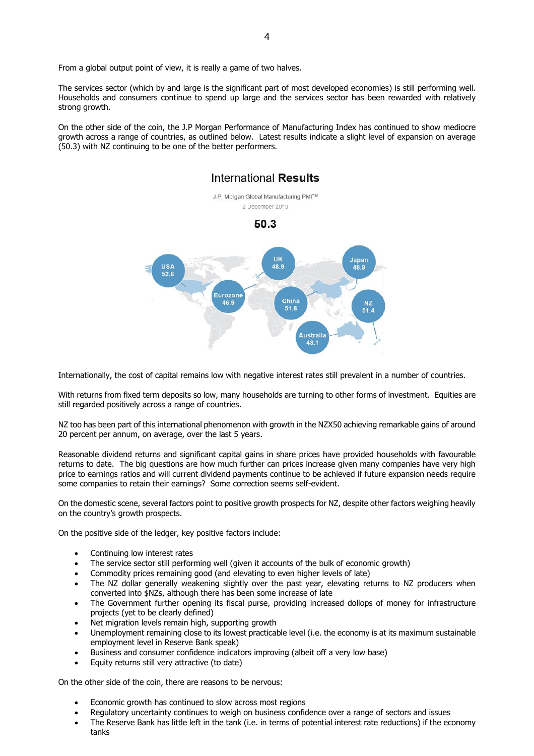From a global output point of view, it is really a game of two halves.

The services sector (which by and large is the significant part of most developed economies) is still performing well. Households and consumers continue to spend up large and the services sector has been rewarded with relatively strong growth.

On the other side of the coin, the J.P Morgan Performance of Manufacturing Index has continued to show mediocre growth across a range of countries, as outlined below. Latest results indicate a slight level of expansion on average (50.3) with NZ continuing to be one of the better performers.

International **Results**

J.P. Morgan Global Manufacturing PMI™

2 December 2019

**50.3**

| Region | PMI |
|---|---|
| USA | 52.6 |
| UK | 48.9 |
| Japan | 48.9 |
| Eurozone | 46.9 |
| China | 51.8 |
| NZ | 51.4 |
| Australia | 48.1 |

Internationally, the cost of capital remains low with negative interest rates still prevalent in a number of countries.

With returns from fixed term deposits so low, many households are turning to other forms of investment. Equities are still regarded positively across a range of countries.

NZ too has been part of this international phenomenon with growth in the NZX50 achieving remarkable gains of around 20 percent per annum, on average, over the last 5 years.

Reasonable dividend returns and significant capital gains in share prices have provided households with favourable returns to date. The big questions are how much further can prices increase given many companies have very high price to earnings ratios and will current dividend payments continue to be achieved if future expansion needs require some companies to retain their earnings? Some correction seems self-evident.

On the domestic scene, several factors point to positive growth prospects for NZ, despite other factors weighing heavily on the country's growth prospects.

On the positive side of the ledger, key positive factors include:

- Continuing low interest rates
- The service sector still performing well (given it accounts of the bulk of economic growth)
- Commodity prices remaining good (and elevating to even higher levels of late)
- The NZ dollar generally weakening slightly over the past year, elevating returns to NZ producers when converted into $NZs, although there has been some increase of late
- The Government further opening its fiscal purse, providing increased dollops of money for infrastructure projects (yet to be clearly defined)
- Net migration levels remain high, supporting growth
- Unemployment remaining close to its lowest practicable level (i.e. the economy is at its maximum sustainable employment level in Reserve Bank speak)
- Business and consumer confidence indicators improving (albeit off a very low base)
- Equity returns still very attractive (to date)

On the other side of the coin, there are reasons to be nervous:

- Economic growth has continued to slow across most regions
- Regulatory uncertainty continues to weigh on business confidence over a range of sectors and issues
- The Reserve Bank has little left in the tank (i.e. in terms of potential interest rate reductions) if the economy tanks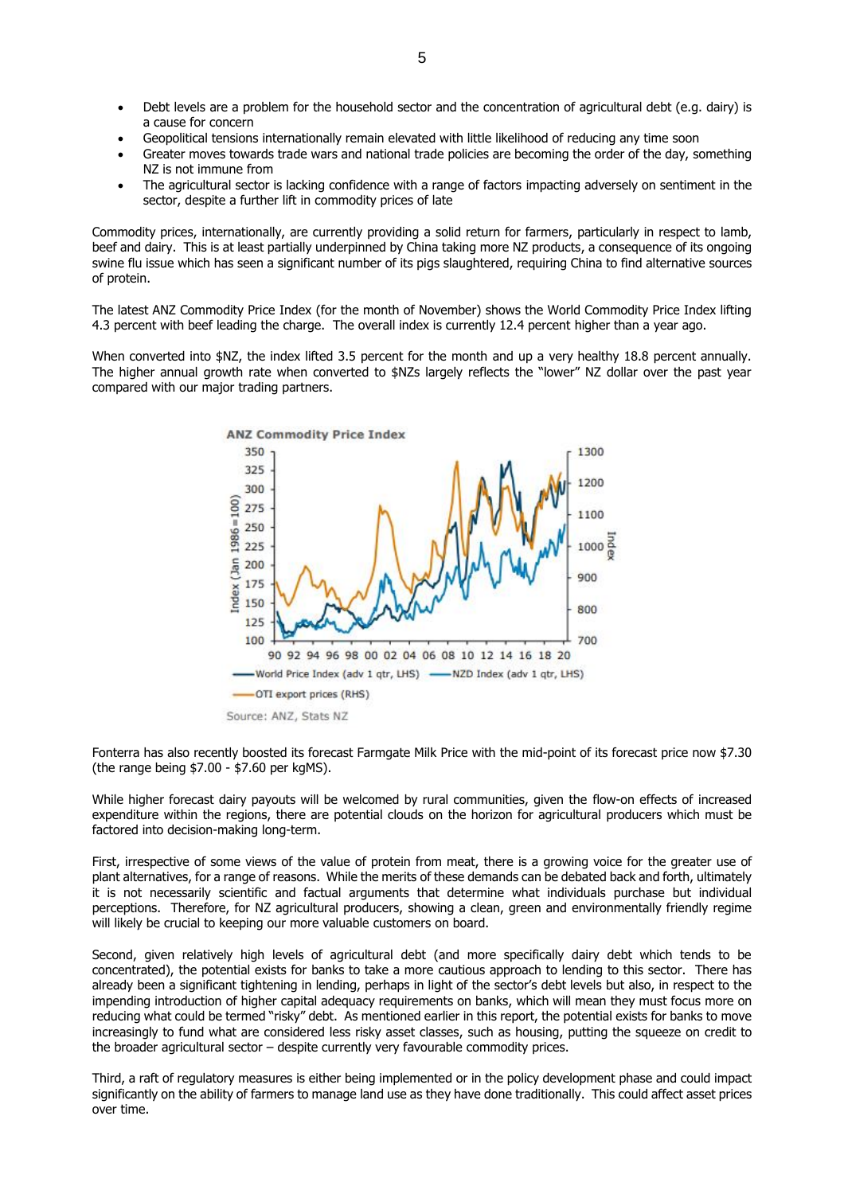- Debt levels are a problem for the household sector and the concentration of agricultural debt (e.g. dairy) is a cause for concern
- Geopolitical tensions internationally remain elevated with little likelihood of reducing any time soon
- Greater moves towards trade wars and national trade policies are becoming the order of the day, something NZ is not immune from
- The agricultural sector is lacking confidence with a range of factors impacting adversely on sentiment in the sector, despite a further lift in commodity prices of late

Commodity prices, internationally, are currently providing a solid return for farmers, particularly in respect to lamb, beef and dairy. This is at least partially underpinned by China taking more NZ products, a consequence of its ongoing swine flu issue which has seen a significant number of its pigs slaughtered, requiring China to find alternative sources of protein.

The latest ANZ Commodity Price Index (for the month of November) shows the World Commodity Price Index lifting 4.3 percent with beef leading the charge. The overall index is currently 12.4 percent higher than a year ago.

When converted into $NZ, the index lifted 3.5 percent for the month and up a very healthy 18.8 percent annually. The higher annual growth rate when converted to $NZs largely reflects the "lower" NZ dollar over the past year compared with our major trading partners.

**ANZ Commodity Price Index**

Source: ANZ, Stats NZ

Fonterra has also recently boosted its forecast Farmgate Milk Price with the mid-point of its forecast price now $7.30 (the range being $7.00 - $7.60 per kgMS).

While higher forecast dairy payouts will be welcomed by rural communities, given the flow-on effects of increased expenditure within the regions, there are potential clouds on the horizon for agricultural producers which must be factored into decision-making long-term.

First, irrespective of some views of the value of protein from meat, there is a growing voice for the greater use of plant alternatives, for a range of reasons. While the merits of these demands can be debated back and forth, ultimately it is not necessarily scientific and factual arguments that determine what individuals purchase but individual perceptions. Therefore, for NZ agricultural producers, showing a clean, green and environmentally friendly regime will likely be crucial to keeping our more valuable customers on board.

Second, given relatively high levels of agricultural debt (and more specifically dairy debt which tends to be concentrated), the potential exists for banks to take a more cautious approach to lending to this sector. There has already been a significant tightening in lending, perhaps in light of the sector's debt levels but also, in respect to the impending introduction of higher capital adequacy requirements on banks, which will mean they must focus more on reducing what could be termed "risky" debt. As mentioned earlier in this report, the potential exists for banks to move increasingly to fund what are considered less risky asset classes, such as housing, putting the squeeze on credit to the broader agricultural sector – despite currently very favourable commodity prices.

Third, a raft of regulatory measures is either being implemented or in the policy development phase and could impact significantly on the ability of farmers to manage land use as they have done traditionally. This could affect asset prices over time.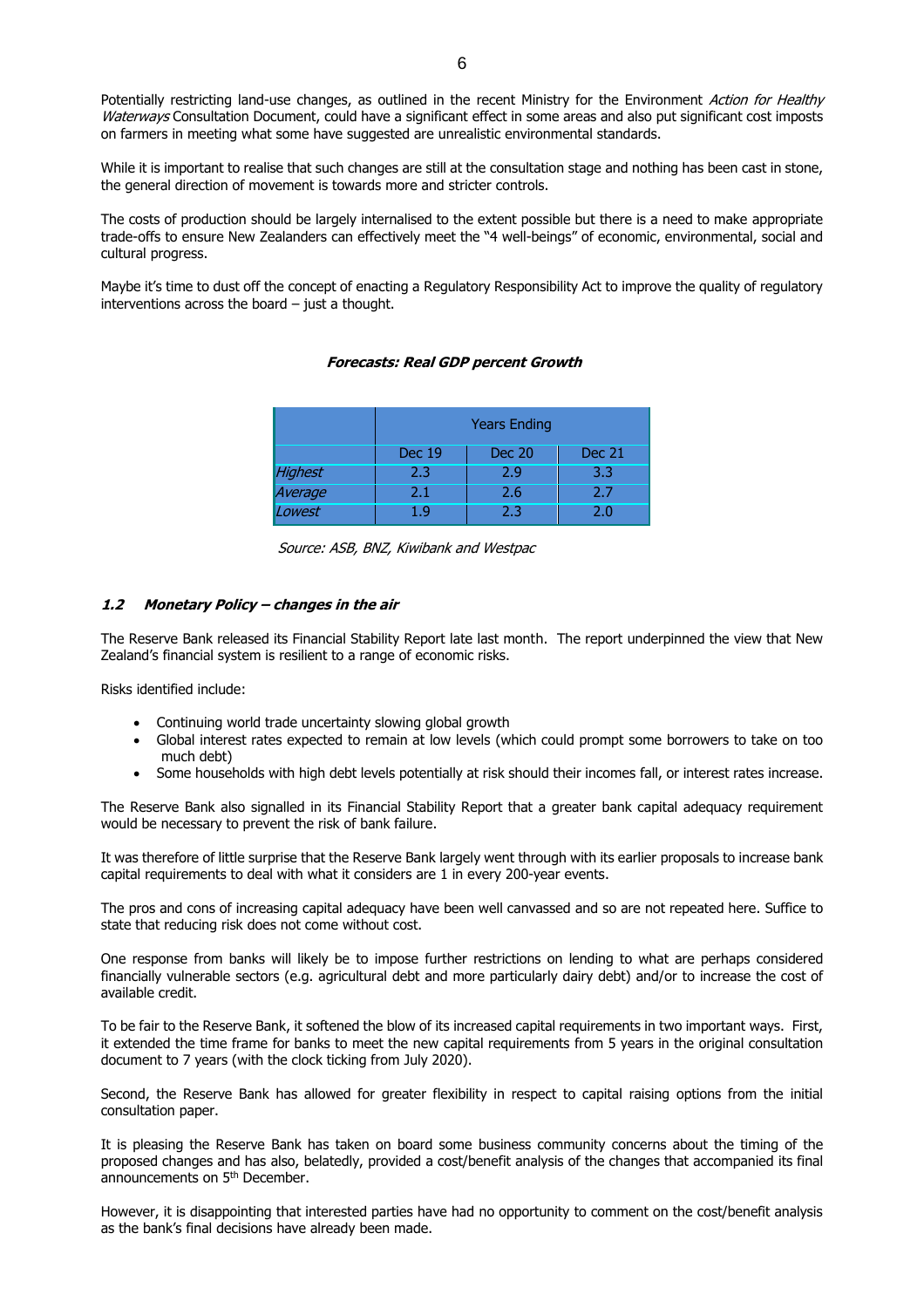Potentially restricting land-use changes, as outlined in the recent Ministry for the Environment *Action for Healthy Waterways* Consultation Document, could have a significant effect in some areas and also put significant cost imposts on farmers in meeting what some have suggested are unrealistic environmental standards.

While it is important to realise that such changes are still at the consultation stage and nothing has been cast in stone, the general direction of movement is towards more and stricter controls.

The costs of production should be largely internalised to the extent possible but there is a need to make appropriate trade-offs to ensure New Zealanders can effectively meet the "4 well-beings" of economic, environmental, social and cultural progress.

Maybe it's time to dust off the concept of enacting a Regulatory Responsibility Act to improve the quality of regulatory interventions across the board – just a thought.

***Forecasts: Real GDP percent Growth***

| | Years Ending | | |
|---|---|---|---|
| | Dec 19 | Dec 20 | Dec 21 |
| *Highest* | 2.3 | 2.9 | 3.3 |
| *Average* | 2.1 | 2.6 | 2.7 |
| *Lowest* | 1.9 | 2.3 | 2.0 |

*Source: ASB, BNZ, Kiwibank and Westpac*

### ***1.2 Monetary Policy – changes in the air***

The Reserve Bank released its Financial Stability Report late last month. The report underpinned the view that New Zealand's financial system is resilient to a range of economic risks.

Risks identified include:

- Continuing world trade uncertainty slowing global growth
- Global interest rates expected to remain at low levels (which could prompt some borrowers to take on too much debt)
- Some households with high debt levels potentially at risk should their incomes fall, or interest rates increase.

The Reserve Bank also signalled in its Financial Stability Report that a greater bank capital adequacy requirement would be necessary to prevent the risk of bank failure.

It was therefore of little surprise that the Reserve Bank largely went through with its earlier proposals to increase bank capital requirements to deal with what it considers are 1 in every 200-year events.

The pros and cons of increasing capital adequacy have been well canvassed and so are not repeated here. Suffice to state that reducing risk does not come without cost.

One response from banks will likely be to impose further restrictions on lending to what are perhaps considered financially vulnerable sectors (e.g. agricultural debt and more particularly dairy debt) and/or to increase the cost of available credit.

To be fair to the Reserve Bank, it softened the blow of its increased capital requirements in two important ways. First, it extended the time frame for banks to meet the new capital requirements from 5 years in the original consultation document to 7 years (with the clock ticking from July 2020).

Second, the Reserve Bank has allowed for greater flexibility in respect to capital raising options from the initial consultation paper.

It is pleasing the Reserve Bank has taken on board some business community concerns about the timing of the proposed changes and has also, belatedly, provided a cost/benefit analysis of the changes that accompanied its final announcements on 5th December.

However, it is disappointing that interested parties have had no opportunity to comment on the cost/benefit analysis as the bank's final decisions have already been made.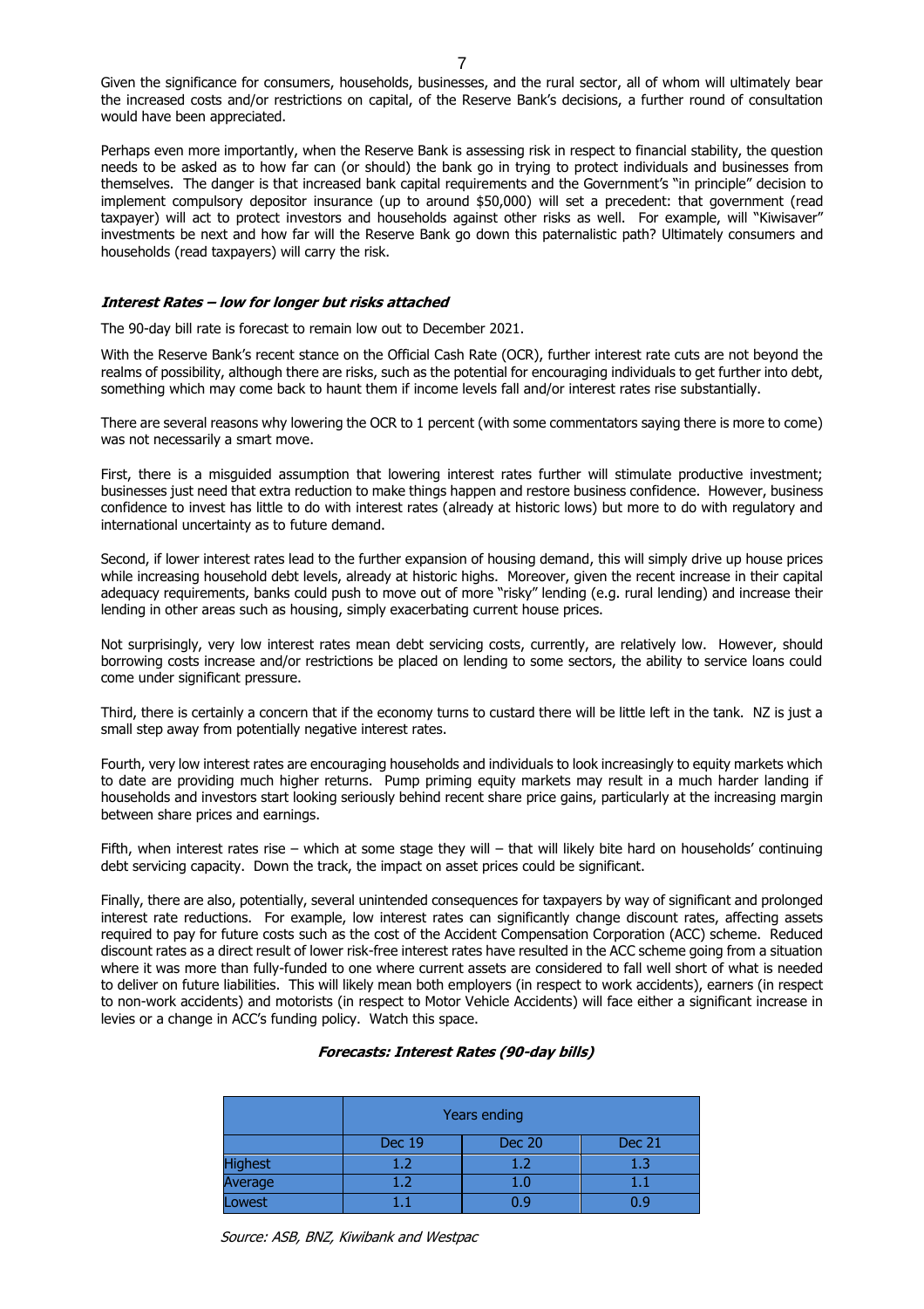Given the significance for consumers, households, businesses, and the rural sector, all of whom will ultimately bear the increased costs and/or restrictions on capital, of the Reserve Bank's decisions, a further round of consultation would have been appreciated.

Perhaps even more importantly, when the Reserve Bank is assessing risk in respect to financial stability, the question needs to be asked as to how far can (or should) the bank go in trying to protect individuals and businesses from themselves. The danger is that increased bank capital requirements and the Government's "in principle" decision to implement compulsory depositor insurance (up to around $50,000) will set a precedent: that government (read taxpayer) will act to protect investors and households against other risks as well. For example, will "Kiwisaver" investments be next and how far will the Reserve Bank go down this paternalistic path? Ultimately consumers and households (read taxpayers) will carry the risk.

### *Interest Rates – low for longer but risks attached*

The 90-day bill rate is forecast to remain low out to December 2021.

With the Reserve Bank's recent stance on the Official Cash Rate (OCR), further interest rate cuts are not beyond the realms of possibility, although there are risks, such as the potential for encouraging individuals to get further into debt, something which may come back to haunt them if income levels fall and/or interest rates rise substantially.

There are several reasons why lowering the OCR to 1 percent (with some commentators saying there is more to come) was not necessarily a smart move.

First, there is a misguided assumption that lowering interest rates further will stimulate productive investment; businesses just need that extra reduction to make things happen and restore business confidence. However, business confidence to invest has little to do with interest rates (already at historic lows) but more to do with regulatory and international uncertainty as to future demand.

Second, if lower interest rates lead to the further expansion of housing demand, this will simply drive up house prices while increasing household debt levels, already at historic highs. Moreover, given the recent increase in their capital adequacy requirements, banks could push to move out of more "risky" lending (e.g. rural lending) and increase their lending in other areas such as housing, simply exacerbating current house prices.

Not surprisingly, very low interest rates mean debt servicing costs, currently, are relatively low. However, should borrowing costs increase and/or restrictions be placed on lending to some sectors, the ability to service loans could come under significant pressure.

Third, there is certainly a concern that if the economy turns to custard there will be little left in the tank. NZ is just a small step away from potentially negative interest rates.

Fourth, very low interest rates are encouraging households and individuals to look increasingly to equity markets which to date are providing much higher returns. Pump priming equity markets may result in a much harder landing if households and investors start looking seriously behind recent share price gains, particularly at the increasing margin between share prices and earnings.

Fifth, when interest rates rise – which at some stage they will – that will likely bite hard on households' continuing debt servicing capacity. Down the track, the impact on asset prices could be significant.

Finally, there are also, potentially, several unintended consequences for taxpayers by way of significant and prolonged interest rate reductions. For example, low interest rates can significantly change discount rates, affecting assets required to pay for future costs such as the cost of the Accident Compensation Corporation (ACC) scheme. Reduced discount rates as a direct result of lower risk-free interest rates have resulted in the ACC scheme going from a situation where it was more than fully-funded to one where current assets are considered to fall well short of what is needed to deliver on future liabilities. This will likely mean both employers (in respect to work accidents), earners (in respect to non-work accidents) and motorists (in respect to Motor Vehicle Accidents) will face either a significant increase in levies or a change in ACC's funding policy. Watch this space.

**_Forecasts: Interest Rates (90-day bills)_**

| | Years ending | | |
|---|---|---|---|
| | Dec 19 | Dec 20 | Dec 21 |
| Highest | 1.2 | 1.2 | 1.3 |
| Average | 1.2 | 1.0 | 1.1 |
| Lowest | 1.1 | 0.9 | 0.9 |

*Source: ASB, BNZ, Kiwibank and Westpac*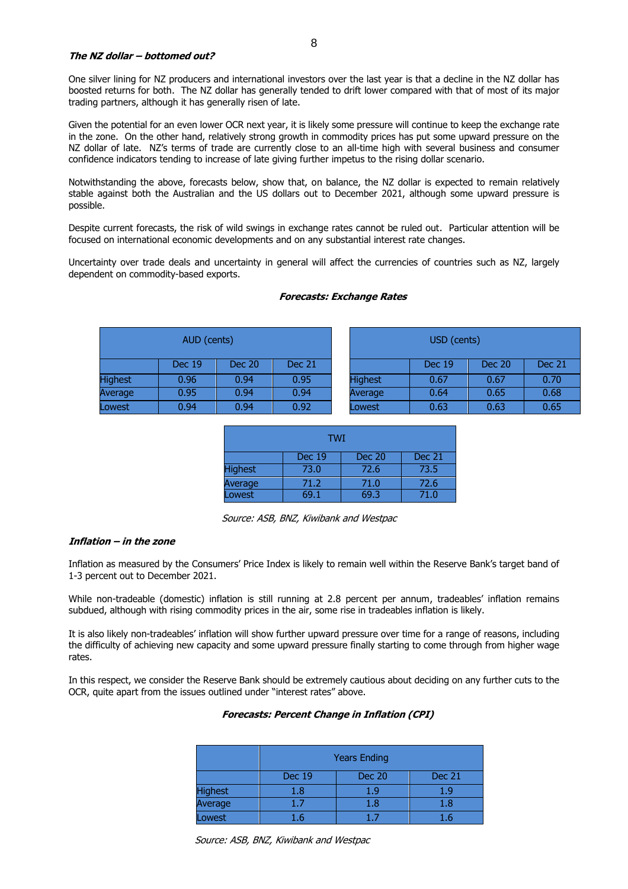### *The NZ dollar – bottomed out?*

One silver lining for NZ producers and international investors over the last year is that a decline in the NZ dollar has boosted returns for both. The NZ dollar has generally tended to drift lower compared with that of most of its major trading partners, although it has generally risen of late.

Given the potential for an even lower OCR next year, it is likely some pressure will continue to keep the exchange rate in the zone. On the other hand, relatively strong growth in commodity prices has put some upward pressure on the NZ dollar of late. NZ's terms of trade are currently close to an all-time high with several business and consumer confidence indicators tending to increase of late giving further impetus to the rising dollar scenario.

Notwithstanding the above, forecasts below, show that, on balance, the NZ dollar is expected to remain relatively stable against both the Australian and the US dollars out to December 2021, although some upward pressure is possible.

Despite current forecasts, the risk of wild swings in exchange rates cannot be ruled out. Particular attention will be focused on international economic developments and on any substantial interest rate changes.

Uncertainty over trade deals and uncertainty in general will affect the currencies of countries such as NZ, largely dependent on commodity-based exports.

***Forecasts: Exchange Rates***

| AUD (cents) | | | |
|---|---|---|---|
| | Dec 19 | Dec 20 | Dec 21 |
| Highest | 0.96 | 0.94 | 0.95 |
| Average | 0.95 | 0.94 | 0.94 |
| Lowest | 0.94 | 0.94 | 0.92 |

| USD (cents) | | | |
|---|---|---|---|
| | Dec 19 | Dec 20 | Dec 21 |
| Highest | 0.67 | 0.67 | 0.70 |
| Average | 0.64 | 0.65 | 0.68 |
| Lowest | 0.63 | 0.63 | 0.65 |

| TWI | | | |
|---|---|---|---|
| | Dec 19 | Dec 20 | Dec 21 |
| Highest | 73.0 | 72.6 | 73.5 |
| Average | 71.2 | 71.0 | 72.6 |
| Lowest | 69.1 | 69.3 | 71.0 |

*Source: ASB, BNZ, Kiwibank and Westpac*

### *Inflation – in the zone*

Inflation as measured by the Consumers' Price Index is likely to remain well within the Reserve Bank's target band of 1-3 percent out to December 2021.

While non-tradeable (domestic) inflation is still running at 2.8 percent per annum, tradeables' inflation remains subdued, although with rising commodity prices in the air, some rise in tradeables inflation is likely.

It is also likely non-tradeables' inflation will show further upward pressure over time for a range of reasons, including the difficulty of achieving new capacity and some upward pressure finally starting to come through from higher wage rates.

In this respect, we consider the Reserve Bank should be extremely cautious about deciding on any further cuts to the OCR, quite apart from the issues outlined under "interest rates" above.

***Forecasts: Percent Change in Inflation (CPI)***

| | Years Ending | | |
|---|---|---|---|
| | Dec 19 | Dec 20 | Dec 21 |
| Highest | 1.8 | 1.9 | 1.9 |
| Average | 1.7 | 1.8 | 1.8 |
| Lowest | 1.6 | 1.7 | 1.6 |

*Source: ASB, BNZ, Kiwibank and Westpac*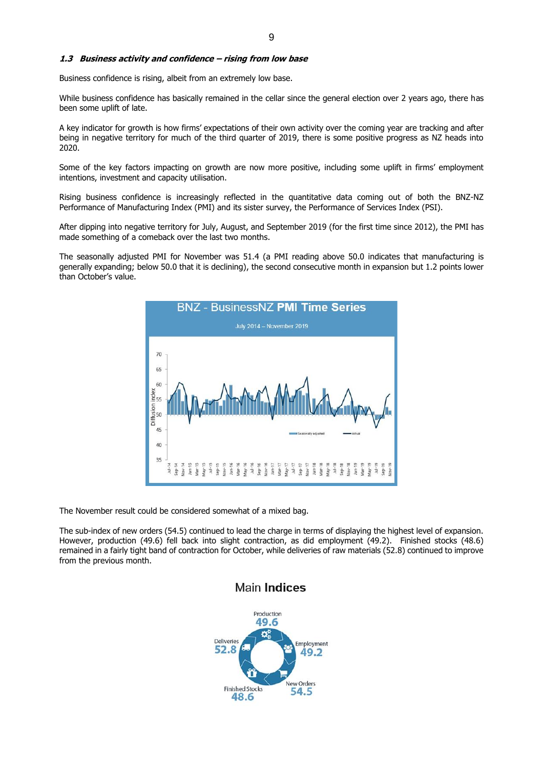### *1.3 Business activity and confidence – rising from low base*

Business confidence is rising, albeit from an extremely low base.

While business confidence has basically remained in the cellar since the general election over 2 years ago, there has been some uplift of late.

A key indicator for growth is how firms' expectations of their own activity over the coming year are tracking and after being in negative territory for much of the third quarter of 2019, there is some positive progress as NZ heads into 2020.

Some of the key factors impacting on growth are now more positive, including some uplift in firms' employment intentions, investment and capacity utilisation.

Rising business confidence is increasingly reflected in the quantitative data coming out of both the BNZ-NZ Performance of Manufacturing Index (PMI) and its sister survey, the Performance of Services Index (PSI).

After dipping into negative territory for July, August, and September 2019 (for the first time since 2012), the PMI has made something of a comeback over the last two months.

The seasonally adjusted PMI for November was 51.4 (a PMI reading above 50.0 indicates that manufacturing is generally expanding; below 50.0 that it is declining), the second consecutive month in expansion but 1.2 points lower than October's value.

**BNZ - BusinessNZ PMI Time Series**

July 2014 – November 2019

The November result could be considered somewhat of a mixed bag.

The sub-index of new orders (54.5) continued to lead the charge in terms of displaying the highest level of expansion. However, production (49.6) fell back into slight contraction, as did employment (49.2). Finished stocks (48.6) remained in a fairly tight band of contraction for October, while deliveries of raw materials (52.8) continued to improve from the previous month.

**Main Indices**

| Index | Value |
|---|---|
| Production | 49.6 |
| Employment | 49.2 |
| New Orders | 54.5 |
| Finished Stocks | 48.6 |
| Deliveries | 52.8 |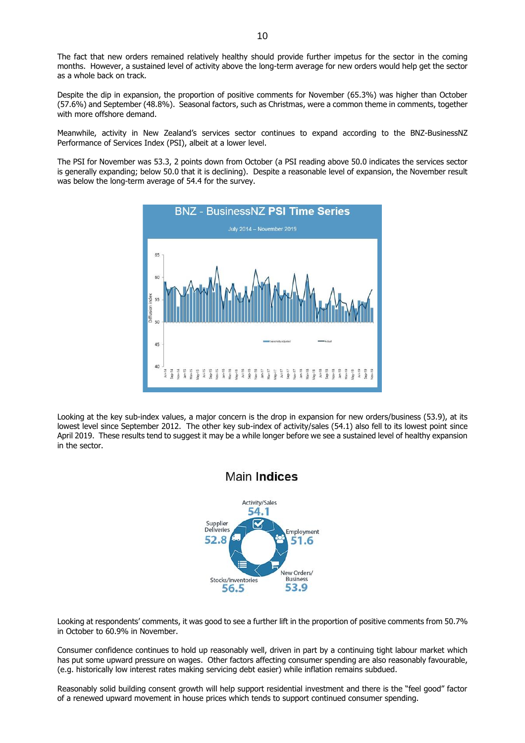The fact that new orders remained relatively healthy should provide further impetus for the sector in the coming months. However, a sustained level of activity above the long-term average for new orders would help get the sector as a whole back on track.

Despite the dip in expansion, the proportion of positive comments for November (65.3%) was higher than October (57.6%) and September (48.8%). Seasonal factors, such as Christmas, were a common theme in comments, together with more offshore demand.

Meanwhile, activity in New Zealand's services sector continues to expand according to the BNZ-BusinessNZ Performance of Services Index (PSI), albeit at a lower level.

The PSI for November was 53.3, 2 points down from October (a PSI reading above 50.0 indicates the services sector is generally expanding; below 50.0 that it is declining). Despite a reasonable level of expansion, the November result was below the long-term average of 54.4 for the survey.

**BNZ - BusinessNZ PSI Time Series**

July 2014 – November 2019

Looking at the key sub-index values, a major concern is the drop in expansion for new orders/business (53.9), at its lowest level since September 2012. The other key sub-index of activity/sales (54.1) also fell to its lowest point since April 2019. These results tend to suggest it may be a while longer before we see a sustained level of healthy expansion in the sector.

**Main Indices**

| Index | Value |
|---|---|
| Activity/Sales | 54.1 |
| Employment | 51.6 |
| New Orders/Business | 53.9 |
| Stocks/Inventories | 56.5 |
| Supplier Deliveries | 52.8 |

Looking at respondents' comments, it was good to see a further lift in the proportion of positive comments from 50.7% in October to 60.9% in November.

Consumer confidence continues to hold up reasonably well, driven in part by a continuing tight labour market which has put some upward pressure on wages. Other factors affecting consumer spending are also reasonably favourable, (e.g. historically low interest rates making servicing debt easier) while inflation remains subdued.

Reasonably solid building consent growth will help support residential investment and there is the "feel good" factor of a renewed upward movement in house prices which tends to support continued consumer spending.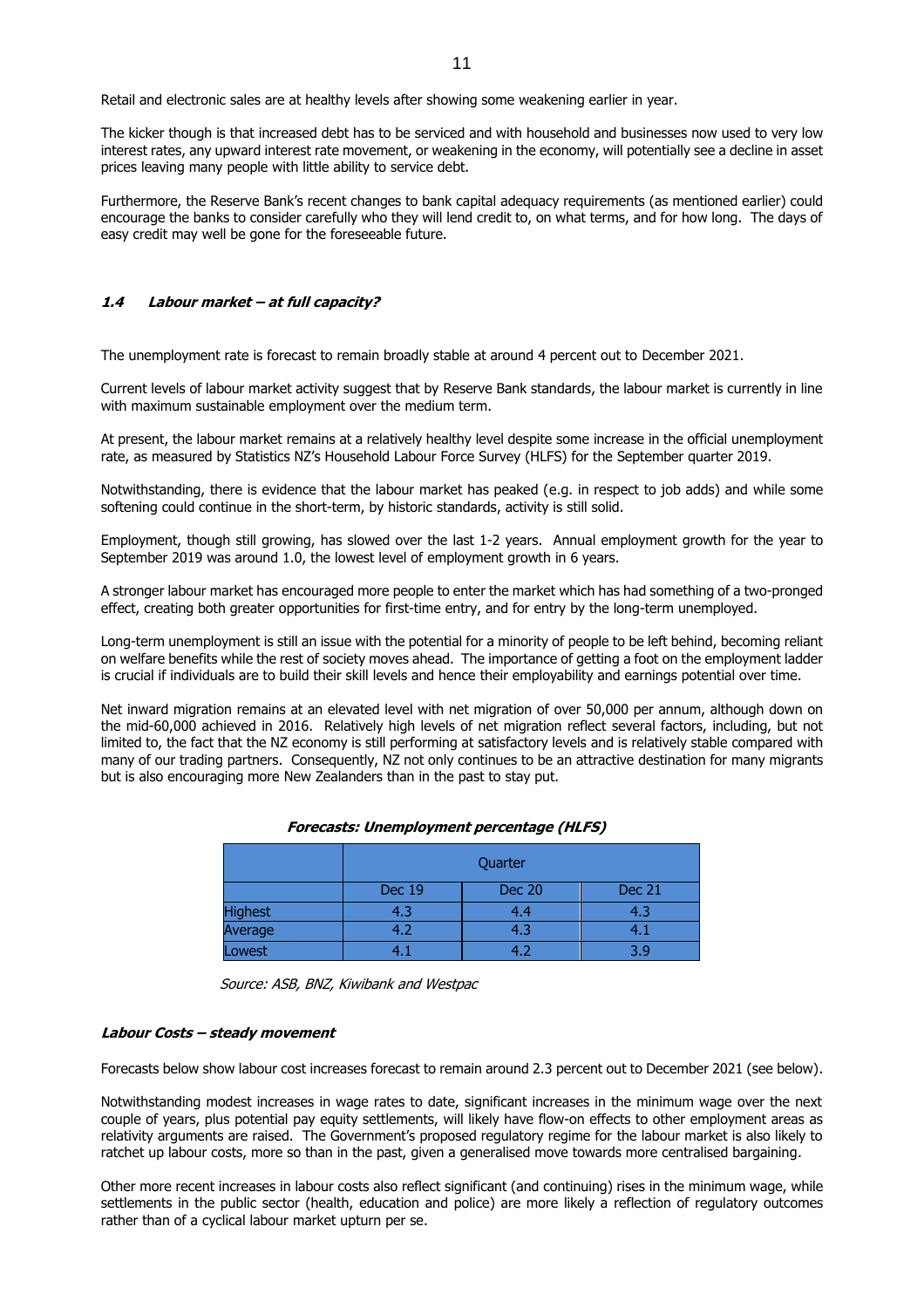Retail and electronic sales are at healthy levels after showing some weakening earlier in year.

The kicker though is that increased debt has to be serviced and with household and businesses now used to very low interest rates, any upward interest rate movement, or weakening in the economy, will potentially see a decline in asset prices leaving many people with little ability to service debt.

Furthermore, the Reserve Bank's recent changes to bank capital adequacy requirements (as mentioned earlier) could encourage the banks to consider carefully who they will lend credit to, on what terms, and for how long. The days of easy credit may well be gone for the foreseeable future.

### *1.4 Labour market – at full capacity?*

The unemployment rate is forecast to remain broadly stable at around 4 percent out to December 2021.

Current levels of labour market activity suggest that by Reserve Bank standards, the labour market is currently in line with maximum sustainable employment over the medium term.

At present, the labour market remains at a relatively healthy level despite some increase in the official unemployment rate, as measured by Statistics NZ's Household Labour Force Survey (HLFS) for the September quarter 2019.

Notwithstanding, there is evidence that the labour market has peaked (e.g. in respect to job adds) and while some softening could continue in the short-term, by historic standards, activity is still solid.

Employment, though still growing, has slowed over the last 1-2 years. Annual employment growth for the year to September 2019 was around 1.0, the lowest level of employment growth in 6 years.

A stronger labour market has encouraged more people to enter the market which has had something of a two-pronged effect, creating both greater opportunities for first-time entry, and for entry by the long-term unemployed.

Long-term unemployment is still an issue with the potential for a minority of people to be left behind, becoming reliant on welfare benefits while the rest of society moves ahead. The importance of getting a foot on the employment ladder is crucial if individuals are to build their skill levels and hence their employability and earnings potential over time.

Net inward migration remains at an elevated level with net migration of over 50,000 per annum, although down on the mid-60,000 achieved in 2016. Relatively high levels of net migration reflect several factors, including, but not limited to, the fact that the NZ economy is still performing at satisfactory levels and is relatively stable compared with many of our trading partners. Consequently, NZ not only continues to be an attractive destination for many migrants but is also encouraging more New Zealanders than in the past to stay put.

***Forecasts: Unemployment percentage (HLFS)***

| | Quarter | | |
|---|---|---|---|
| | Dec 19 | Dec 20 | Dec 21 |
| Highest | 4.3 | 4.4 | 4.3 |
| Average | 4.2 | 4.3 | 4.1 |
| Lowest | 4.1 | 4.2 | 3.9 |

*Source: ASB, BNZ, Kiwibank and Westpac*

#### ***Labour Costs – steady movement***

Forecasts below show labour cost increases forecast to remain around 2.3 percent out to December 2021 (see below).

Notwithstanding modest increases in wage rates to date, significant increases in the minimum wage over the next couple of years, plus potential pay equity settlements, will likely have flow-on effects to other employment areas as relativity arguments are raised. The Government's proposed regulatory regime for the labour market is also likely to ratchet up labour costs, more so than in the past, given a generalised move towards more centralised bargaining.

Other more recent increases in labour costs also reflect significant (and continuing) rises in the minimum wage, while settlements in the public sector (health, education and police) are more likely a reflection of regulatory outcomes rather than of a cyclical labour market upturn per se.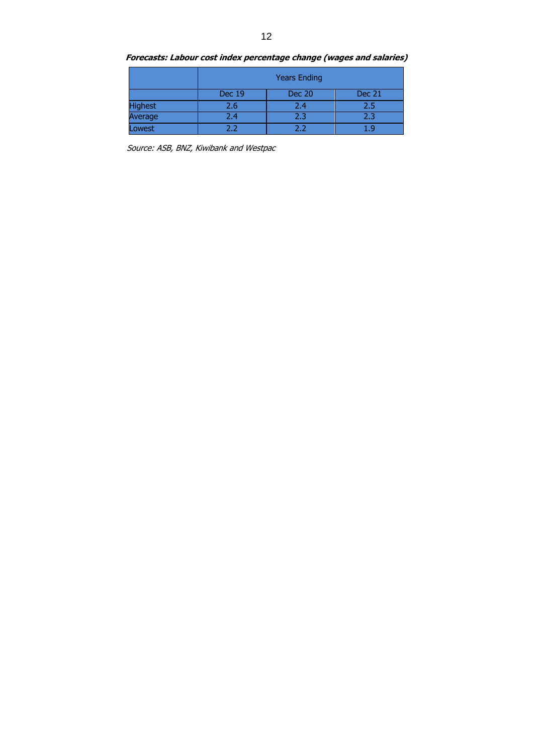***Forecasts: Labour cost index percentage change (wages and salaries)***

| | Years Ending | | |
|---|---|---|---|
| | Dec 19 | Dec 20 | Dec 21 |
| Highest | 2.6 | 2.4 | 2.5 |
| Average | 2.4 | 2.3 | 2.3 |
| Lowest | 2.2 | 2.2 | 1.9 |

*Source: ASB, BNZ, Kiwibank and Westpac*